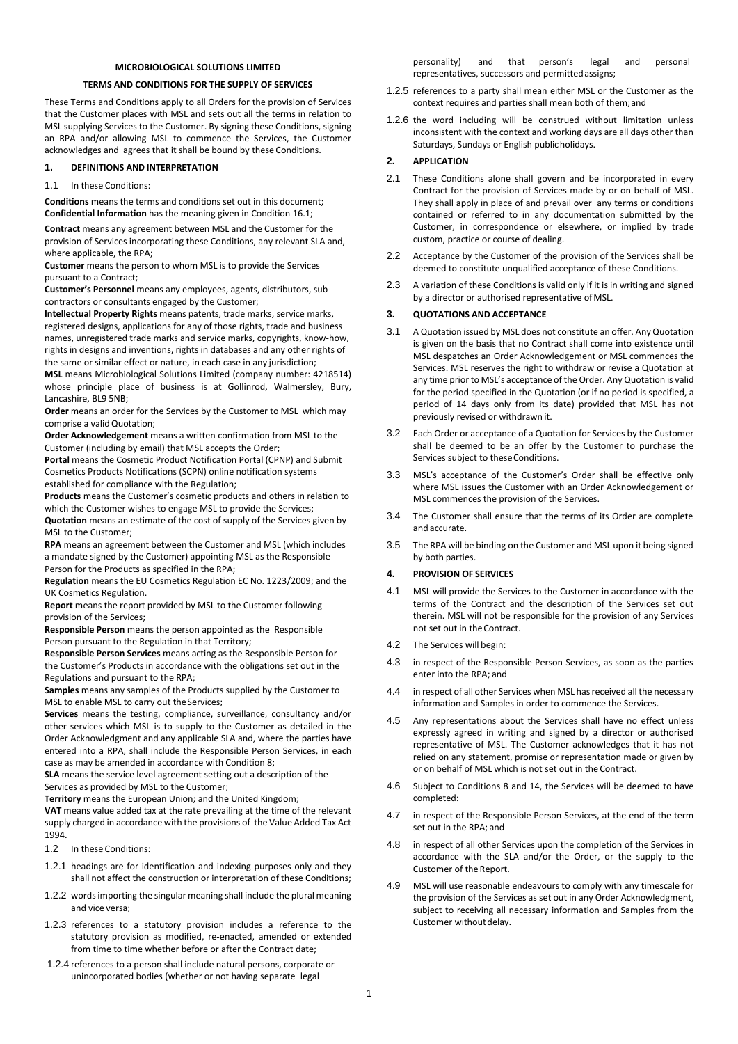# MICROBIOLOGICAL SOLUTIONS LIMITED

## TERMS AND CONDITIONS FOR THE SUPPLY OF SERVICES

These Terms and Conditions apply to all Orders for the provision of Services that the Customer places with MSL and sets out all the terms in relation to MSL supplying Services to the Customer. By signing these Conditions, signing an RPA and/or allowing MSL to commence the Services, the Customer acknowledges and agrees that it shall be bound by these Conditions.

## 1. DEFINITIONS AND INTERPRETATION

1.1 In these Conditions:

**Conditions** means the terms and conditions set out in this document;

**Confidential Information** has the meaning given in Condition 16.1;

**Contract** means any agreement between MSL and the Customer for the provision of Services incorporating these Conditions, any relevant SLA and, where applicable, the RPA;

**Customer** means the person to whom MSL is to provide the Services pursuant to a Contract;

**Customer's Personnel** means any employees, agents, distributors, sub-contractors or consultants engaged by the Customer;

**Intellectual Property Rights** means patents, trade marks, service marks, registered designs, applications for any of those rights, trade and business names, unregistered trade marks and service marks, copyrights, know-how, rights in designs and inventions, rights in databases and any other rights of the same or similar effect or nature, in each case in any jurisdiction;

**MSL** means Microbiological Solutions Limited (company number: 4218514) whose principle place of business is at Gollinrod, Walmersley, Bury, Lancashire, BL9 5NB;

**Order** means an order for the Services by the Customer to MSL which may comprise a valid Quotation;

**Order Acknowledgement** means a written confirmation from MSL to the Customer (including by email) that MSL accepts the Order;

**Portal** means the Cosmetic Product Notification Portal (CPNP) and Submit Cosmetics Products Notifications (SCPN) online notification systems established for compliance with the Regulation;

**Products** means the Customer's cosmetic products and others in relation to which the Customer wishes to engage MSL to provide the Services;

**Quotation** means an estimate of the cost of supply of the Services given by MSL to the Customer;

**RPA** means an agreement between the Customer and MSL (which includes a mandate signed by the Customer) appointing MSL as the Responsible Person for the Products as specified in the RPA;

**Regulation** means the EU Cosmetics Regulation EC No. 1223/2009; and the UK Cosmetics Regulation.

**Report** means the report provided by MSL to the Customer following provision of the Services;

**Responsible Person** means the person appointed as the Responsible Person pursuant to the Regulation in that Territory;

**Responsible Person Services** means acting as the Responsible Person for the Customer's Products in accordance with the obligations set out in the Regulations and pursuant to the RPA;

**Samples** means any samples of the Products supplied by the Customer to MSL to enable MSL to carry out the Services;

**Services** means the testing, compliance, surveillance, consultancy and/or other services which MSL is to supply to the Customer as detailed in the Order Acknowledgment and any applicable SLA and, where the parties have entered into a RPA, shall include the Responsible Person Services, in each case as may be amended in accordance with Condition 8;

**SLA** means the service level agreement setting out a description of the Services as provided by MSL to the Customer;

**Territory** means the European Union; and the United Kingdom;

**VAT** means value added tax at the rate prevailing at the time of the relevant supply charged in accordance with the provisions of the Value Added Tax Act 1994.

1.2 In these Conditions:

1.2.1 headings are for identification and indexing purposes only and they shall not affect the construction or interpretation of these Conditions;

1.2.2 words importing the singular meaning shall include the plural meaning and vice versa;

1.2.3 references to a statutory provision includes a reference to the statutory provision as modified, re-enacted, amended or extended from time to time whether before or after the Contract date;

1.2.4 references to a person shall include natural persons, corporate or unincorporated bodies (whether or not having separate legal personality) and that person's legal and personal representatives, successors and permitted assigns;

1.2.5 references to a party shall mean either MSL or the Customer as the context requires and parties shall mean both of them; and

1.2.6 the word including will be construed without limitation unless inconsistent with the context and working days are all days other than Saturdays, Sundays or English public holidays.

## 2. APPLICATION

2.1 These Conditions alone shall govern and be incorporated in every Contract for the provision of Services made by or on behalf of MSL. They shall apply in place of and prevail over any terms or conditions contained or referred to in any documentation submitted by the Customer, in correspondence or elsewhere, or implied by trade custom, practice or course of dealing.

2.2 Acceptance by the Customer of the provision of the Services shall be deemed to constitute unqualified acceptance of these Conditions.

2.3 A variation of these Conditions is valid only if it is in writing and signed by a director or authorised representative of MSL.

## 3. QUOTATIONS AND ACCEPTANCE

3.1 A Quotation issued by MSL does not constitute an offer. Any Quotation is given on the basis that no Contract shall come into existence until MSL despatches an Order Acknowledgement or MSL commences the Services. MSL reserves the right to withdraw or revise a Quotation at any time prior to MSL's acceptance of the Order. Any Quotation is valid for the period specified in the Quotation (or if no period is specified, a period of 14 days only from its date) provided that MSL has not previously revised or withdrawn it.

3.2 Each Order or acceptance of a Quotation for Services by the Customer shall be deemed to be an offer by the Customer to purchase the Services subject to these Conditions.

3.3 MSL's acceptance of the Customer's Order shall be effective only where MSL issues the Customer with an Order Acknowledgement or MSL commences the provision of the Services.

3.4 The Customer shall ensure that the terms of its Order are complete and accurate.

3.5 The RPA will be binding on the Customer and MSL upon it being signed by both parties.

## 4. PROVISION OF SERVICES

4.1 MSL will provide the Services to the Customer in accordance with the terms of the Contract and the description of the Services set out therein. MSL will not be responsible for the provision of any Services not set out in the Contract.

4.2 The Services will begin:

4.3 in respect of the Responsible Person Services, as soon as the parties enter into the RPA; and

4.4 in respect of all other Services when MSL has received all the necessary information and Samples in order to commence the Services.

4.5 Any representations about the Services shall have no effect unless expressly agreed in writing and signed by a director or authorised representative of MSL. The Customer acknowledges that it has not relied on any statement, promise or representation made or given by or on behalf of MSL which is not set out in the Contract.

4.6 Subject to Conditions 8 and 14, the Services will be deemed to have completed:

4.7 in respect of the Responsible Person Services, at the end of the term set out in the RPA; and

4.8 in respect of all other Services upon the completion of the Services in accordance with the SLA and/or the Order, or the supply to the Customer of the Report.

4.9 MSL will use reasonable endeavours to comply with any timescale for the provision of the Services as set out in any Order Acknowledgment, subject to receiving all necessary information and Samples from the Customer without delay.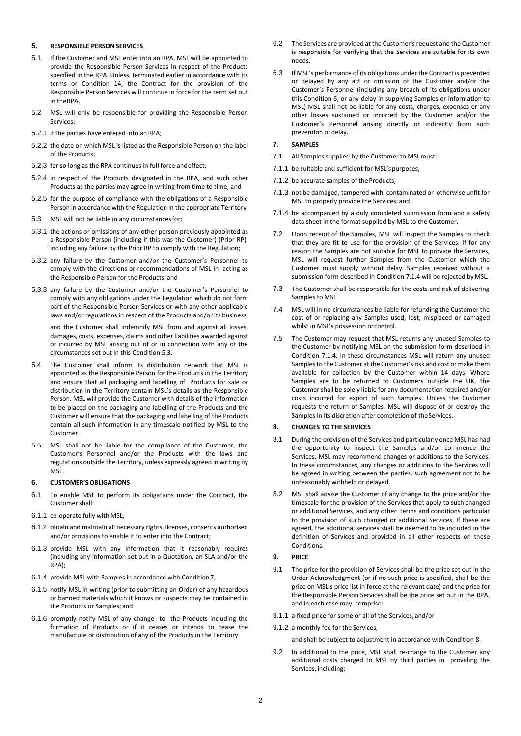## 5. RESPONSIBLE PERSON SERVICES

5.1 If the Customer and MSL enter into an RPA, MSL will be appointed to provide the Responsible Person Services in respect of the Products specified in the RPA. Unless terminated earlier in accordance with its terms or Condition 14, the Contract for the provision of the Responsible Person Services will continue in force for the term set out in the RPA.

5.2 MSL will only be responsible for providing the Responsible Person Services:

5.2.1 if the parties have entered into an RPA;

5.2.2 the date on which MSL is listed as the Responsible Person on the label of the Products;

5.2.3 for so long as the RPA continues in full force and effect;

5.2.4 in respect of the Products designated in the RPA, and such other Products as the parties may agree in writing from time to time; and

5.2.5 for the purpose of compliance with the obligations of a Responsible Person in accordance with the Regulation in the appropriate Territory.

5.3 MSL will not be liable in any circumstances for:

5.3.1 the actions or omissions of any other person previously appointed as a Responsible Person (including if this was the Customer) (Prior RP), including any failure by the Prior RP to comply with the Regulation;

5.3.2 any failure by the Customer and/or the Customer's Personnel to comply with the directions or recommendations of MSL in acting as the Responsible Person for the Products; and

5.3.3 any failure by the Customer and/or the Customer's Personnel to comply with any obligations under the Regulation which do not form part of the Responsible Person Services or with any other applicable laws and/or regulations in respect of the Products and/or its business,

and the Customer shall indemnify MSL from and against all losses, damages, costs, expenses, claims and other liabilities awarded against or incurred by MSL arising out of or in connection with any of the circumstances set out in this Condition 5.3.

5.4 The Customer shall inform its distribution network that MSL is appointed as the Responsible Person for the Products in the Territory and ensure that all packaging and labelling of Products for sale or distribution in the Territory contain MSL's details as the Responsible Person. MSL will provide the Customer with details of the information to be placed on the packaging and labelling of the Products and the Customer will ensure that the packaging and labelling of the Products contain all such information in any timescale notified by MSL to the Customer.

5.5 MSL shall not be liable for the compliance of the Customer, the Customer's Personnel and/or the Products with the laws and regulations outside the Territory, unless expressly agreed in writing by MSL.

## 6. CUSTOMER'S OBLIGATIONS

6.1 To enable MSL to perform its obligations under the Contract, the Customer shall:

6.1.1 co-operate fully with MSL;

6.1.2 obtain and maintain all necessary rights, licenses, consents authorised and/or provisions to enable it to enter into the Contract;

6.1.3 provide MSL with any information that it reasonably requires (including any information set out in a Quotation, an SLA and/or the RPA);

6.1.4 provide MSL with Samples in accordance with Condition 7;

6.1.5 notify MSL in writing (prior to submitting an Order) of any hazardous or banned materials which it knows or suspects may be contained in the Products or Samples; and

6.1.6 promptly notify MSL of any change to the Products including the formation of Products or if it ceases or intends to cease the manufacture or distribution of any of the Products in the Territory.

6.2 The Services are provided at the Customer's request and the Customer is responsible for verifying that the Services are suitable for its own needs.

6.3 If MSL's performance of its obligations under the Contract is prevented or delayed by any act or omission of the Customer and/or the Customer's Personnel (including any breach of its obligations under this Condition 6, or any delay in supplying Samples or information to MSL) MSL shall not be liable for any costs, charges, expenses or any other losses sustained or incurred by the Customer and/or the Customer's Personnel arising directly or indirectly from such prevention or delay.

## 7. SAMPLES

7.1 All Samples supplied by the Customer to MSL must:

7.1.1 be suitable and sufficient for MSL's purposes;

7.1.2 be accurate samples of the Products;

7.1.3 not be damaged, tampered with, contaminated or otherwise unfit for MSL to properly provide the Services; and

7.1.4 be accompanied by a duly completed submission form and a safety data sheet in the format supplied by MSL to the Customer.

7.2 Upon receipt of the Samples, MSL will inspect the Samples to check that they are fit to use for the provision of the Services. If for any reason the Samples are not suitable for MSL to provide the Services, MSL will request further Samples from the Customer which the Customer must supply without delay. Samples received without a submission form described in Condition 7.1.4 will be rejected by MSL.

7.3 The Customer shall be responsible for the costs and risk of delivering Samples to MSL.

7.4 MSL will in no circumstances be liable for refunding the Customer the cost of or replacing any Samples used, lost, misplaced or damaged whilst in MSL's possession or control.

7.5 The Customer may request that MSL returns any unused Samples to the Customer by notifying MSL on the submission form described in Condition 7.1.4. In these circumstances MSL will return any unused Samples to the Customer at the Customer's risk and cost or make them available for collection by the Customer within 14 days. Where Samples are to be returned to Customers outside the UK, the Customer shall be solely liable for any documentation required and/or costs incurred for export of such Samples. Unless the Customer requests the return of Samples, MSL will dispose of or destroy the Samples in its discretion after completion of the Services.

## 8. CHANGES TO THE SERVICES

8.1 During the provision of the Services and particularly once MSL has had the opportunity to inspect the Samples and/or commence the Services, MSL may recommend changes or additions to the Services. In these circumstances, any changes or additions to the Services will be agreed in writing between the parties, such agreement not to be unreasonably withheld or delayed.

8.2 MSL shall advise the Customer of any change to the price and/or the timescale for the provision of the Services that apply to such changed or additional Services, and any other terms and conditions particular to the provision of such changed or additional Services. If these are agreed, the additional services shall be deemed to be included in the definition of Services and provided in all other respects on these Conditions.

## 9. PRICE

9.1 The price for the provision of Services shall be the price set out in the Order Acknowledgment (or if no such price is specified, shall be the price on MSL's price list in force at the relevant date) and the price for the Responsible Person Services shall be the price set out in the RPA, and in each case may comprise:

9.1.1 a fixed price for some or all of the Services; and/or

9.1.2 a monthly fee for the Services,

and shall be subject to adjustment in accordance with Condition 8.

9.2 In additional to the price, MSL shall re-charge to the Customer any additional costs charged to MSL by third parties in providing the Services, including: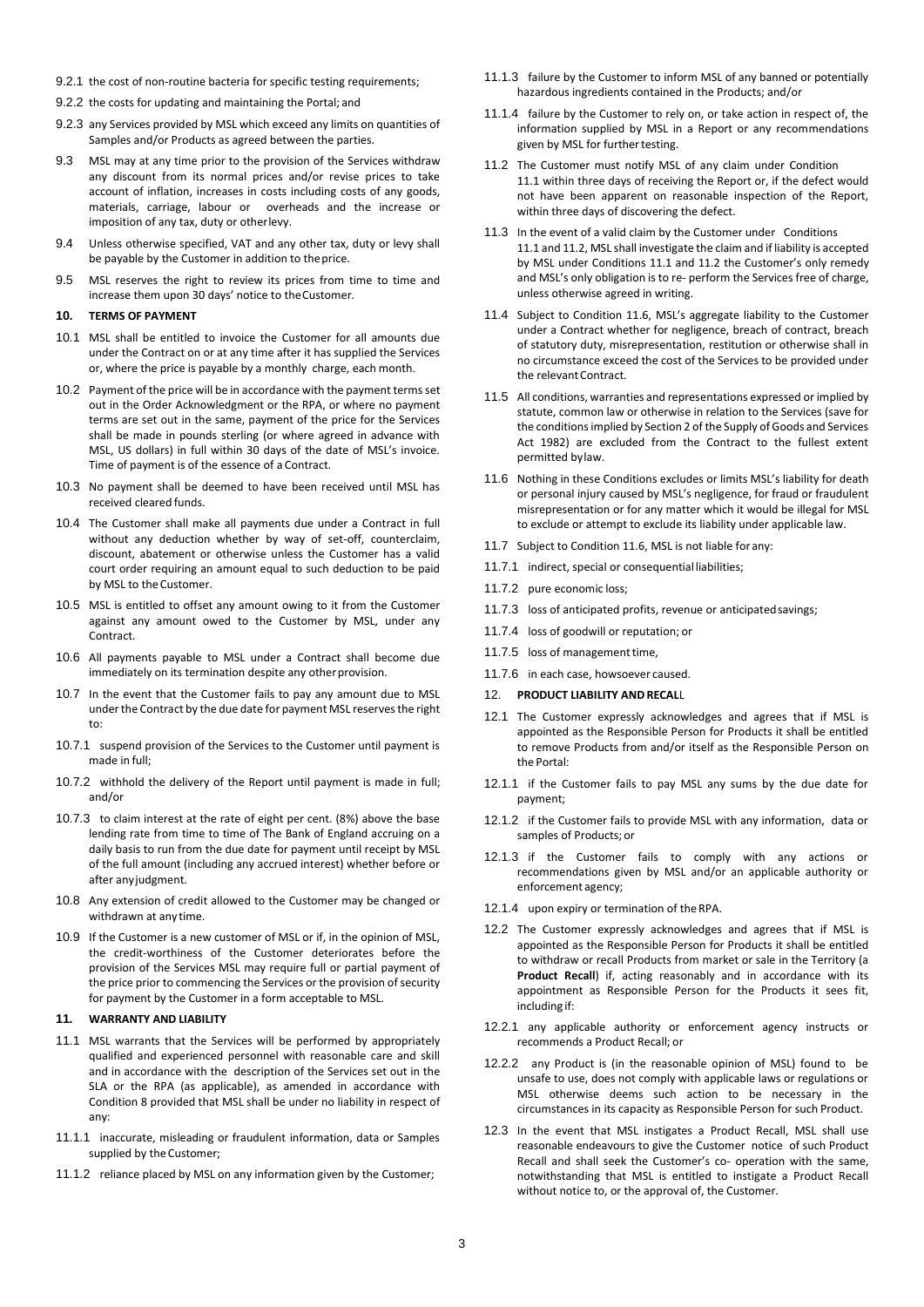9.2.1 the cost of non-routine bacteria for specific testing requirements;

9.2.2 the costs for updating and maintaining the Portal; and

9.2.3 any Services provided by MSL which exceed any limits on quantities of Samples and/or Products as agreed between the parties.

9.3 MSL may at any time prior to the provision of the Services withdraw any discount from its normal prices and/or revise prices to take account of inflation, increases in costs including costs of any goods, materials, carriage, labour or overheads and the increase or imposition of any tax, duty or other levy.

9.4 Unless otherwise specified, VAT and any other tax, duty or levy shall be payable by the Customer in addition to the price.

9.5 MSL reserves the right to review its prices from time to time and increase them upon 30 days' notice to the Customer.

## 10. TERMS OF PAYMENT

10.1 MSL shall be entitled to invoice the Customer for all amounts due under the Contract on or at any time after it has supplied the Services or, where the price is payable by a monthly charge, each month.

10.2 Payment of the price will be in accordance with the payment terms set out in the Order Acknowledgment or the RPA, or where no payment terms are set out in the same, payment of the price for the Services shall be made in pounds sterling (or where agreed in advance with MSL, US dollars) in full within 30 days of the date of MSL's invoice. Time of payment is of the essence of a Contract.

10.3 No payment shall be deemed to have been received until MSL has received cleared funds.

10.4 The Customer shall make all payments due under a Contract in full without any deduction whether by way of set-off, counterclaim, discount, abatement or otherwise unless the Customer has a valid court order requiring an amount equal to such deduction to be paid by MSL to the Customer.

10.5 MSL is entitled to offset any amount owing to it from the Customer against any amount owed to the Customer by MSL, under any Contract.

10.6 All payments payable to MSL under a Contract shall become due immediately on its termination despite any other provision.

10.7 In the event that the Customer fails to pay any amount due to MSL under the Contract by the due date for payment MSL reserves the right to:

10.7.1 suspend provision of the Services to the Customer until payment is made in full;

10.7.2 withhold the delivery of the Report until payment is made in full; and/or

10.7.3 to claim interest at the rate of eight per cent. (8%) above the base lending rate from time to time of The Bank of England accruing on a daily basis to run from the due date for payment until receipt by MSL of the full amount (including any accrued interest) whether before or after any judgment.

10.8 Any extension of credit allowed to the Customer may be changed or withdrawn at any time.

10.9 If the Customer is a new customer of MSL or if, in the opinion of MSL, the credit-worthiness of the Customer deteriorates before the provision of the Services MSL may require full or partial payment of the price prior to commencing the Services or the provision of security for payment by the Customer in a form acceptable to MSL.

## 11. WARRANTY AND LIABILITY

11.1 MSL warrants that the Services will be performed by appropriately qualified and experienced personnel with reasonable care and skill and in accordance with the description of the Services set out in the SLA or the RPA (as applicable), as amended in accordance with Condition 8 provided that MSL shall be under no liability in respect of any:

11.1.1 inaccurate, misleading or fraudulent information, data or Samples supplied by the Customer;

11.1.2 reliance placed by MSL on any information given by the Customer;

11.1.3 failure by the Customer to inform MSL of any banned or potentially hazardous ingredients contained in the Products; and/or

11.1.4 failure by the Customer to rely on, or take action in respect of, the information supplied by MSL in a Report or any recommendations given by MSL for further testing.

11.2 The Customer must notify MSL of any claim under Condition 11.1 within three days of receiving the Report or, if the defect would not have been apparent on reasonable inspection of the Report, within three days of discovering the defect.

11.3 In the event of a valid claim by the Customer under Conditions 11.1 and 11.2, MSL shall investigate the claim and if liability is accepted by MSL under Conditions 11.1 and 11.2 the Customer's only remedy and MSL's only obligation is to re- perform the Services free of charge, unless otherwise agreed in writing.

11.4 Subject to Condition 11.6, MSL's aggregate liability to the Customer under a Contract whether for negligence, breach of contract, breach of statutory duty, misrepresentation, restitution or otherwise shall in no circumstance exceed the cost of the Services to be provided under the relevant Contract.

11.5 All conditions, warranties and representations expressed or implied by statute, common law or otherwise in relation to the Services (save for the conditions implied by Section 2 of the Supply of Goods and Services Act 1982) are excluded from the Contract to the fullest extent permitted by law.

11.6 Nothing in these Conditions excludes or limits MSL's liability for death or personal injury caused by MSL's negligence, for fraud or fraudulent misrepresentation or for any matter which it would be illegal for MSL to exclude or attempt to exclude its liability under applicable law.

11.7 Subject to Condition 11.6, MSL is not liable for any:

11.7.1 indirect, special or consequential liabilities;

11.7.2 pure economic loss;

11.7.3 loss of anticipated profits, revenue or anticipated savings;

11.7.4 loss of goodwill or reputation; or

11.7.5 loss of management time,

11.7.6 in each case, howsoever caused.

## 12. PRODUCT LIABILITY AND RECALL

12.1 The Customer expressly acknowledges and agrees that if MSL is appointed as the Responsible Person for Products it shall be entitled to remove Products from and/or itself as the Responsible Person on the Portal:

12.1.1 if the Customer fails to pay MSL any sums by the due date for payment;

12.1.2 if the Customer fails to provide MSL with any information, data or samples of Products; or

12.1.3 if the Customer fails to comply with any actions or recommendations given by MSL and/or an applicable authority or enforcement agency;

12.1.4 upon expiry or termination of the RPA.

12.2 The Customer expressly acknowledges and agrees that if MSL is appointed as the Responsible Person for Products it shall be entitled to withdraw or recall Products from market or sale in the Territory (a **Product Recall**) if, acting reasonably and in accordance with its appointment as Responsible Person for the Products it sees fit, including if:

12.2.1 any applicable authority or enforcement agency instructs or recommends a Product Recall; or

12.2.2 any Product is (in the reasonable opinion of MSL) found to be unsafe to use, does not comply with applicable laws or regulations or MSL otherwise deems such action to be necessary in the circumstances in its capacity as Responsible Person for such Product.

12.3 In the event that MSL instigates a Product Recall, MSL shall use reasonable endeavours to give the Customer notice of such Product Recall and shall seek the Customer's co- operation with the same, notwithstanding that MSL is entitled to instigate a Product Recall without notice to, or the approval of, the Customer.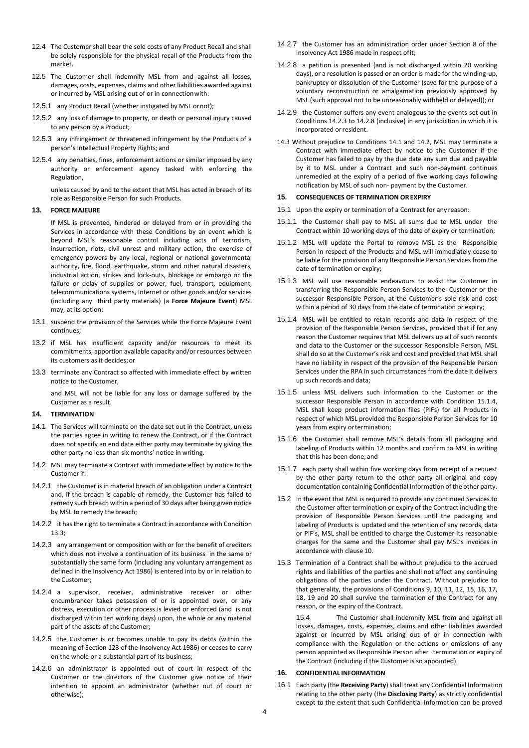12.4 The Customer shall bear the sole costs of any Product Recall and shall be solely responsible for the physical recall of the Products from the market.

12.5 The Customer shall indemnify MSL from and against all losses, damages, costs, expenses, claims and other liabilities awarded against or incurred by MSL arising out of or in connection with:

12.5.1 any Product Recall (whether instigated by MSL or not);

12.5.2 any loss of damage to property, or death or personal injury caused to any person by a Product;

12.5.3 any infringement or threatened infringement by the Products of a person's Intellectual Property Rights; and

12.5.4 any penalties, fines, enforcement actions or similar imposed by any authority or enforcement agency tasked with enforcing the Regulation,

unless caused by and to the extent that MSL has acted in breach of its role as Responsible Person for such Products.

## 13. FORCE MAJEURE

If MSL is prevented, hindered or delayed from or in providing the Services in accordance with these Conditions by an event which is beyond MSL's reasonable control including acts of terrorism, insurrection, riots, civil unrest and military action, the exercise of emergency powers by any local, regional or national governmental authority, fire, flood, earthquake, storm and other natural disasters, industrial action, strikes and lock-outs, blockage or embargo or the failure or delay of supplies or power, fuel, transport, equipment, telecommunications systems, Internet or other goods and/or services (including any third party materials) (a **Force Majeure Event**) MSL may, at its option:

13.1 suspend the provision of the Services while the Force Majeure Event continues;

13.2 if MSL has insufficient capacity and/or resources to meet its commitments, apportion available capacity and/or resources between its customers as it decides; or

13.3 terminate any Contract so affected with immediate effect by written notice to the Customer,

and MSL will not be liable for any loss or damage suffered by the Customer as a result.

## 14. TERMINATION

14.1 The Services will terminate on the date set out in the Contract, unless the parties agree in writing to renew the Contract, or if the Contract does not specify an end date either party may terminate by giving the other party no less than six months' notice in writing.

14.2 MSL may terminate a Contract with immediate effect by notice to the Customer if:

14.2.1 the Customer is in material breach of an obligation under a Contract and, if the breach is capable of remedy, the Customer has failed to remedy such breach within a period of 30 days after being given notice by MSL to remedy the breach;

14.2.2 it has the right to terminate a Contract in accordance with Condition 13.3;

14.2.3 any arrangement or composition with or for the benefit of creditors which does not involve a continuation of its business in the same or substantially the same form (including any voluntary arrangement as defined in the Insolvency Act 1986) is entered into by or in relation to the Customer;

14.2.4 a supervisor, receiver, administrative receiver or other encumbrancer takes possession of or is appointed over, or any distress, execution or other process is levied or enforced (and is not discharged within ten working days) upon, the whole or any material part of the assets of the Customer;

14.2.5 the Customer is or becomes unable to pay its debts (within the meaning of Section 123 of the Insolvency Act 1986) or ceases to carry on the whole or a substantial part of its business;

14.2.6 an administrator is appointed out of court in respect of the Customer or the directors of the Customer give notice of their intention to appoint an administrator (whether out of court or otherwise);

14.2.7 the Customer has an administration order under Section 8 of the Insolvency Act 1986 made in respect of it;

14.2.8 a petition is presented (and is not discharged within 20 working days), or a resolution is passed or an order is made for the winding-up, bankruptcy or dissolution of the Customer (save for the purpose of a voluntary reconstruction or amalgamation previously approved by MSL (such approval not to be unreasonably withheld or delayed)); or

14.2.9 the Customer suffers any event analogous to the events set out in Conditions 14.2.3 to 14.2.8 (inclusive) in any jurisdiction in which it is incorporated or resident.

14.3 Without prejudice to Conditions 14.1 and 14.2, MSL may terminate a Contract with immediate effect by notice to the Customer if the Customer has failed to pay by the due date any sum due and payable by it to MSL under a Contract and such non-payment continues unremedied at the expiry of a period of five working days following notification by MSL of such non- payment by the Customer.

## 15. CONSEQUENCES OF TERMINATION OR EXPIRY

15.1 Upon the expiry or termination of a Contract for any reason:

15.1.1 the Customer shall pay to MSL all sums due to MSL under the Contract within 10 working days of the date of expiry or termination;

15.1.2 MSL will update the Portal to remove MSL as the Responsible Person in respect of the Products and MSL will immediately cease to be liable for the provision of any Responsible Person Services from the date of termination or expiry;

15.1.3 MSL will use reasonable endeavours to assist the Customer in transferring the Responsible Person Services to the Customer or the successor Responsible Person, at the Customer's sole risk and cost within a period of 30 days from the date of termination or expiry;

15.1.4 MSL will be entitled to retain records and data in respect of the provision of the Responsible Person Services, provided that if for any reason the Customer requires that MSL delivers up all of such records and data to the Customer or the successor Responsible Person, MSL shall do so at the Customer's risk and cost and provided that MSL shall have no liability in respect of the provision of the Responsible Person Services under the RPA in such circumstances from the date it delivers up such records and data;

15.1.5 unless MSL delivers such information to the Customer or the successor Responsible Person in accordance with Condition 15.1.4, MSL shall keep product information files (PIFs) for all Products in respect of which MSL provided the Responsible Person Services for 10 years from expiry or termination;

15.1.6 the Customer shall remove MSL's details from all packaging and labeling of Products within 12 months and confirm to MSL in writing that this has been done; and

15.1.7 each party shall within five working days from receipt of a request by the other party return to the other party all original and copy documentation containing Confidential Information of the other party.

15.2 In the event that MSL is required to provide any continued Services to the Customer after termination or expiry of the Contract including the provision of Responsible Person Services until the packaging and labeling of Products is updated and the retention of any records, data or PIF's, MSL shall be entitled to charge the Customer its reasonable charges for the same and the Customer shall pay MSL's invoices in accordance with clause 10.

15.3 Termination of a Contract shall be without prejudice to the accrued rights and liabilities of the parties and shall not affect any continuing obligations of the parties under the Contract. Without prejudice to that generality, the provisions of Conditions 9, 10, 11, 12, 15, 16, 17, 18, 19 and 20 shall survive the termination of the Contract for any reason, or the expiry of the Contract.

15.4 The Customer shall indemnify MSL from and against all losses, damages, costs, expenses, claims and other liabilities awarded against or incurred by MSL arising out of or in connection with compliance with the Regulation or the actions or omissions of any person appointed as Responsible Person after termination or expiry of the Contract (including if the Customer is so appointed).

## 16. CONFIDENTIAL INFORMATION

16.1 Each party (the **Receiving Party**) shall treat any Confidential Information relating to the other party (the **Disclosing Party**) as strictly confidential except to the extent that such Confidential Information can be proved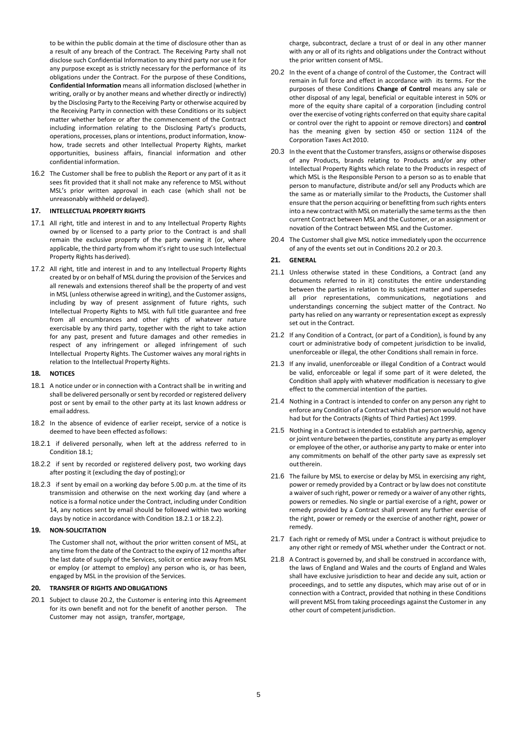to be within the public domain at the time of disclosure other than as a result of any breach of the Contract. The Receiving Party shall not disclose such Confidential Information to any third party nor use it for any purpose except as is strictly necessary for the performance of its obligations under the Contract. For the purpose of these Conditions, **Confidential Information** means all information disclosed (whether in writing, orally or by another means and whether directly or indirectly) by the Disclosing Party to the Receiving Party or otherwise acquired by the Receiving Party in connection with these Conditions or its subject matter whether before or after the commencement of the Contract including information relating to the Disclosing Party's products, operations, processes, plans or intentions, product information, know-how, trade secrets and other Intellectual Property Rights, market opportunities, business affairs, financial information and other confidential information.

16.2 The Customer shall be free to publish the Report or any part of it as it sees fit provided that it shall not make any reference to MSL without MSL's prior written approval in each case (which shall not be unreasonably withheld or delayed).

## 17. INTELLECTUAL PROPERTY RIGHTS

17.1 All right, title and interest in and to any Intellectual Property Rights owned by or licensed to a party prior to the Contract is and shall remain the exclusive property of the party owning it (or, where applicable, the third party from whom it's right to use such Intellectual Property Rights has derived).

17.2 All right, title and interest in and to any Intellectual Property Rights created by or on behalf of MSL during the provision of the Services and all renewals and extensions thereof shall be the property of and vest in MSL (unless otherwise agreed in writing), and the Customer assigns, including by way of present assignment of future rights, such Intellectual Property Rights to MSL with full title guarantee and free from all encumbrances and other rights of whatever nature exercisable by any third party, together with the right to take action for any past, present and future damages and other remedies in respect of any infringement or alleged infringement of such Intellectual Property Rights. The Customer waives any moral rights in relation to the Intellectual Property Rights.

## 18. NOTICES

18.1 A notice under or in connection with a Contract shall be in writing and shall be delivered personally or sent by recorded or registered delivery post or sent by email to the other party at its last known address or email address.

18.2 In the absence of evidence of earlier receipt, service of a notice is deemed to have been effected as follows:

18.2.1 if delivered personally, when left at the address referred to in Condition 18.1;

18.2.2 if sent by recorded or registered delivery post, two working days after posting it (excluding the day of posting); or

18.2.3 if sent by email on a working day before 5.00 p.m. at the time of its transmission and otherwise on the next working day (and where a notice is a formal notice under the Contract, including under Condition 14, any notices sent by email should be followed within two working days by notice in accordance with Condition 18.2.1 or 18.2.2).

## 19. NON-SOLICITATION

The Customer shall not, without the prior written consent of MSL, at any time from the date of the Contract to the expiry of 12 months after the last date of supply of the Services, solicit or entice away from MSL or employ (or attempt to employ) any person who is, or has been, engaged by MSL in the provision of the Services.

## 20. TRANSFER OF RIGHTS AND OBLIGATIONS

20.1 Subject to clause 20.2, the Customer is entering into this Agreement for its own benefit and not for the benefit of another person. The Customer may not assign, transfer, mortgage, charge, subcontract, declare a trust of or deal in any other manner with any or all of its rights and obligations under the Contract without the prior written consent of MSL.

20.2 In the event of a change of control of the Customer, the Contract will remain in full force and effect in accordance with its terms. For the purposes of these Conditions **Change of Control** means any sale or other disposal of any legal, beneficial or equitable interest in 50% or more of the equity share capital of a corporation (including control over the exercise of voting rights conferred on that equity share capital or control over the right to appoint or remove directors) and **control** has the meaning given by section 450 or section 1124 of the Corporation Taxes Act 2010.

20.3 In the event that the Customer transfers, assigns or otherwise disposes of any Products, brands relating to Products and/or any other Intellectual Property Rights which relate to the Products in respect of which MSL is the Responsible Person to a person so as to enable that person to manufacture, distribute and/or sell any Products which are the same as or materially similar to the Products, the Customer shall ensure that the person acquiring or benefitting from such rights enters into a new contract with MSL on materially the same terms as the then current Contract between MSL and the Customer, or an assignment or novation of the Contract between MSL and the Customer.

20.4 The Customer shall give MSL notice immediately upon the occurrence of any of the events set out in Conditions 20.2 or 20.3.

## 21. GENERAL

21.1 Unless otherwise stated in these Conditions, a Contract (and any documents referred to in it) constitutes the entire understanding between the parties in relation to its subject matter and supersedes all prior representations, communications, negotiations and understandings concerning the subject matter of the Contract. No party has relied on any warranty or representation except as expressly set out in the Contract.

21.2 If any Condition of a Contract, (or part of a Condition), is found by any court or administrative body of competent jurisdiction to be invalid, unenforceable or illegal, the other Conditions shall remain in force.

21.3 If any invalid, unenforceable or illegal Condition of a Contract would be valid, enforceable or legal if some part of it were deleted, the Condition shall apply with whatever modification is necessary to give effect to the commercial intention of the parties.

21.4 Nothing in a Contract is intended to confer on any person any right to enforce any Condition of a Contract which that person would not have had but for the Contracts (Rights of Third Parties) Act 1999.

21.5 Nothing in a Contract is intended to establish any partnership, agency or joint venture between the parties, constitute any party as employer or employee of the other, or authorise any party to make or enter into any commitments on behalf of the other party save as expressly set out therein.

21.6 The failure by MSL to exercise or delay by MSL in exercising any right, power or remedy provided by a Contract or by law does not constitute a waiver of such right, power or remedy or a waiver of any other rights, powers or remedies. No single or partial exercise of a right, power or remedy provided by a Contract shall prevent any further exercise of the right, power or remedy or the exercise of another right, power or remedy.

21.7 Each right or remedy of MSL under a Contract is without prejudice to any other right or remedy of MSL whether under the Contract or not.

21.8 A Contract is governed by, and shall be construed in accordance with, the laws of England and Wales and the courts of England and Wales shall have exclusive jurisdiction to hear and decide any suit, action or proceedings, and to settle any disputes, which may arise out of or in connection with a Contract, provided that nothing in these Conditions will prevent MSL from taking proceedings against the Customer in any other court of competent jurisdiction.